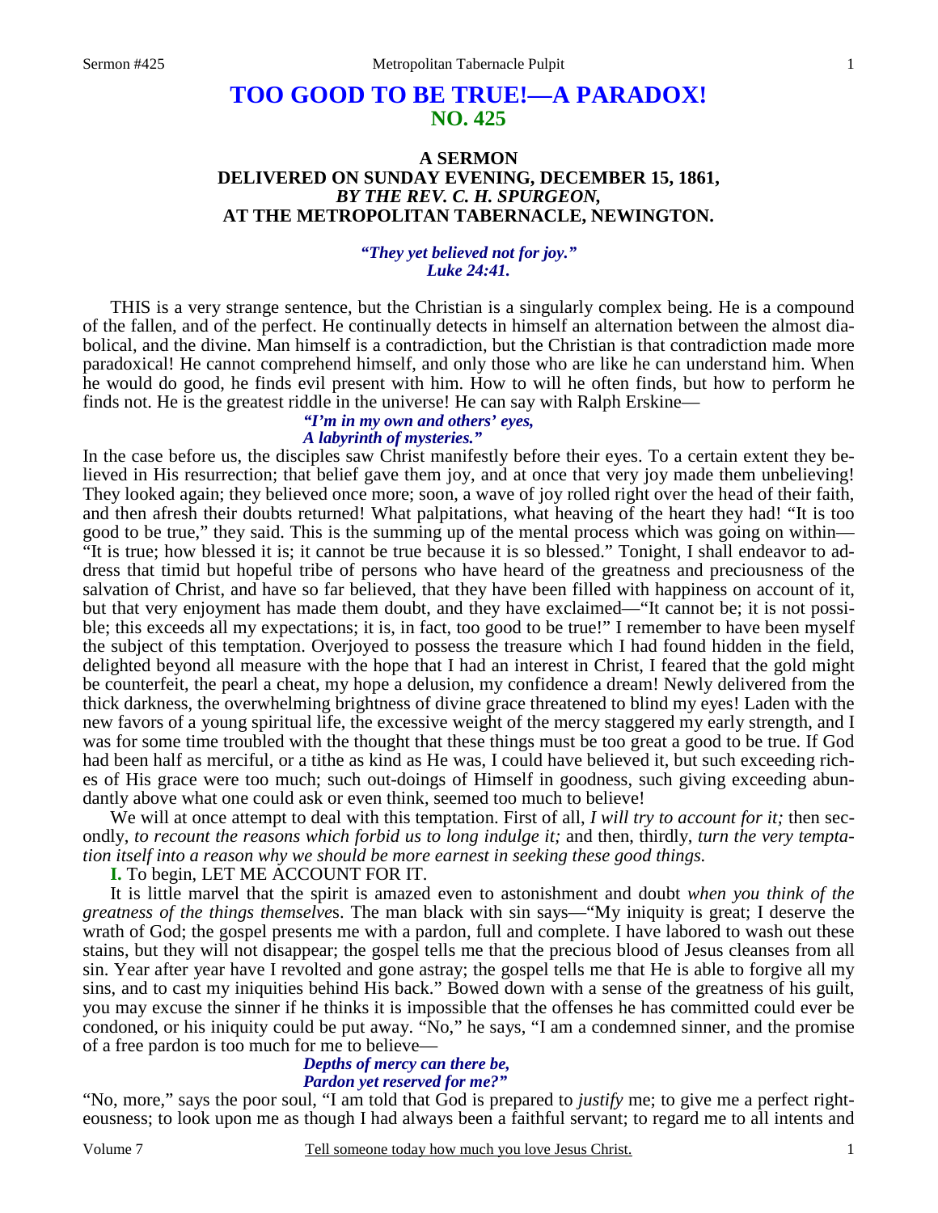# TOO GOOD TO BE TRUE!—A PARADOX!
## NO. 425

### A SERMON
### DELIVERED ON SUNDAY EVENING, DECEMBER 15, 1861,
### *BY THE REV. C. H. SPURGEON,*
### AT THE METROPOLITAN TABERNACLE, NEWINGTON.

*"They yet believed not for joy." Luke 24:41.*

THIS is a very strange sentence, but the Christian is a singularly complex being. He is a compound of the fallen, and of the perfect. He continually detects in himself an alternation between the almost diabolical, and the divine. Man himself is a contradiction, but the Christian is that contradiction made more paradoxical! He cannot comprehend himself, and only those who are like he can understand him. When he would do good, he finds evil present with him. How to will he often finds, but how to perform he finds not. He is the greatest riddle in the universe! He can say with Ralph Erskine—

*"I'm in my own and others' eyes,*
*A labyrinth of mysteries."*

In the case before us, the disciples saw Christ manifestly before their eyes. To a certain extent they believed in His resurrection; that belief gave them joy, and at once that very joy made them unbelieving! They looked again; they believed once more; soon, a wave of joy rolled right over the head of their faith, and then afresh their doubts returned! What palpitations, what heaving of the heart they had! "It is too good to be true," they said. This is the summing up of the mental process which was going on within—"It is true; how blessed it is; it cannot be true because it is so blessed." Tonight, I shall endeavor to address that timid but hopeful tribe of persons who have heard of the greatness and preciousness of the salvation of Christ, and have so far believed, that they have been filled with happiness on account of it, but that very enjoyment has made them doubt, and they have exclaimed—"It cannot be; it is not possible; this exceeds all my expectations; it is, in fact, too good to be true!" I remember to have been myself the subject of this temptation. Overjoyed to possess the treasure which I had found hidden in the field, delighted beyond all measure with the hope that I had an interest in Christ, I feared that the gold might be counterfeit, the pearl a cheat, my hope a delusion, my confidence a dream! Newly delivered from the thick darkness, the overwhelming brightness of divine grace threatened to blind my eyes! Laden with the new favors of a young spiritual life, the excessive weight of the mercy staggered my early strength, and I was for some time troubled with the thought that these things must be too great a good to be true. If God had been half as merciful, or a tithe as kind as He was, I could have believed it, but such exceeding riches of His grace were too much; such out-doings of Himself in goodness, such giving exceeding abundantly above what one could ask or even think, seemed too much to believe!

We will at once attempt to deal with this temptation. First of all, *I will try to account for it;* then secondly, *to recount the reasons which forbid us to long indulge it;* and then, thirdly, *turn the very temptation itself into a reason why we should be more earnest in seeking these good things.*

**I.** To begin, LET ME ACCOUNT FOR IT.

It is little marvel that the spirit is amazed even to astonishment and doubt *when you think of the greatness of the things themselves*. The man black with sin says—"My iniquity is great; I deserve the wrath of God; the gospel presents me with a pardon, full and complete. I have labored to wash out these stains, but they will not disappear; the gospel tells me that the precious blood of Jesus cleanses from all sin. Year after year have I revolted and gone astray; the gospel tells me that He is able to forgive all my sins, and to cast my iniquities behind His back." Bowed down with a sense of the greatness of his guilt, you may excuse the sinner if he thinks it is impossible that the offenses he has committed could ever be condoned, or his iniquity could be put away. "No," he says, "I am a condemned sinner, and the promise of a free pardon is too much for me to believe—

*Depths of mercy can there be,*
*Pardon yet reserved for me?"*

"No, more," says the poor soul, "I am told that God is prepared to *justify* me; to give me a perfect righteousness; to look upon me as though I had always been a faithful servant; to regard me to all intents and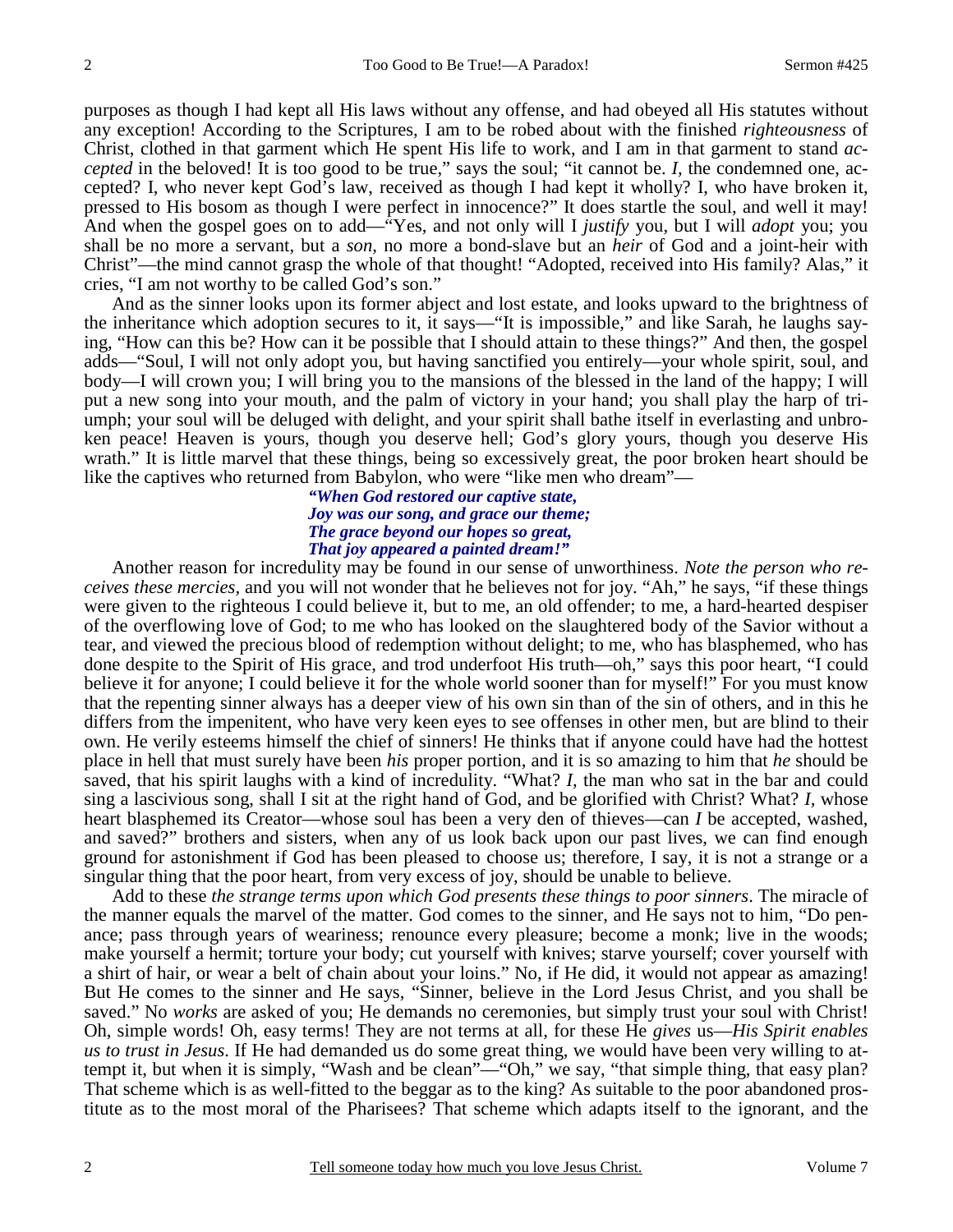purposes as though I had kept all His laws without any offense, and had obeyed all His statutes without any exception! According to the Scriptures, I am to be robed about with the finished *righteousness* of Christ, clothed in that garment which He spent His life to work, and I am in that garment to stand *accepted* in the beloved! It is too good to be true," says the soul; "it cannot be. *I,* the condemned one, accepted? I, who never kept God's law, received as though I had kept it wholly? I, who have broken it, pressed to His bosom as though I were perfect in innocence?" It does startle the soul, and well it may! And when the gospel goes on to add—"Yes, and not only will I *justify* you, but I will *adopt* you; you shall be no more a servant, but a *son,* no more a bond-slave but an *heir* of God and a joint-heir with Christ"—the mind cannot grasp the whole of that thought! "Adopted, received into His family? Alas," it cries, "I am not worthy to be called God's son."

And as the sinner looks upon its former abject and lost estate, and looks upward to the brightness of the inheritance which adoption secures to it, it says—"It is impossible," and like Sarah, he laughs saying, "How can this be? How can it be possible that I should attain to these things?" And then, the gospel adds—"Soul, I will not only adopt you, but having sanctified you entirely—your whole spirit, soul, and body—I will crown you; I will bring you to the mansions of the blessed in the land of the happy; I will put a new song into your mouth, and the palm of victory in your hand; you shall play the harp of triumph; your soul will be deluged with delight, and your spirit shall bathe itself in everlasting and unbroken peace! Heaven is yours, though you deserve hell; God's glory yours, though you deserve His wrath." It is little marvel that these things, being so excessively great, the poor broken heart should be like the captives who returned from Babylon, who were "like men who dream"—

> ***"When God restored our captive state,***
> ***Joy was our song, and grace our theme;***
> ***The grace beyond our hopes so great,***
> ***That joy appeared a painted dream!"***

Another reason for incredulity may be found in our sense of unworthiness. *Note the person who receives these mercies,* and you will not wonder that he believes not for joy. "Ah," he says, "if these things were given to the righteous I could believe it, but to me, an old offender; to me, a hard-hearted despiser of the overflowing love of God; to me who has looked on the slaughtered body of the Savior without a tear, and viewed the precious blood of redemption without delight; to me, who has blasphemed, who has done despite to the Spirit of His grace, and trod underfoot His truth—oh," says this poor heart, "I could believe it for anyone; I could believe it for the whole world sooner than for myself!" For you must know that the repenting sinner always has a deeper view of his own sin than of the sin of others, and in this he differs from the impenitent, who have very keen eyes to see offenses in other men, but are blind to their own. He verily esteems himself the chief of sinners! He thinks that if anyone could have had the hottest place in hell that must surely have been *his* proper portion, and it is so amazing to him that *he* should be saved, that his spirit laughs with a kind of incredulity. "What? *I,* the man who sat in the bar and could sing a lascivious song, shall I sit at the right hand of God, and be glorified with Christ? What? *I,* whose heart blasphemed its Creator—whose soul has been a very den of thieves—can *I* be accepted, washed, and saved?" brothers and sisters, when any of us look back upon our past lives, we can find enough ground for astonishment if God has been pleased to choose us; therefore, I say, it is not a strange or a singular thing that the poor heart, from very excess of joy, should be unable to believe.

Add to these *the strange terms upon which God presents these things to poor sinners*. The miracle of the manner equals the marvel of the matter. God comes to the sinner, and He says not to him, "Do penance; pass through years of weariness; renounce every pleasure; become a monk; live in the woods; make yourself a hermit; torture your body; cut yourself with knives; starve yourself; cover yourself with a shirt of hair, or wear a belt of chain about your loins." No, if He did, it would not appear as amazing! But He comes to the sinner and He says, "Sinner, believe in the Lord Jesus Christ, and you shall be saved." No *works* are asked of you; He demands no ceremonies, but simply trust your soul with Christ! Oh, simple words! Oh, easy terms! They are not terms at all, for these He *gives* us—*His Spirit enables us to trust in Jesus*. If He had demanded us do some great thing, we would have been very willing to attempt it, but when it is simply, "Wash and be clean"—"Oh," we say, "that simple thing, that easy plan? That scheme which is as well-fitted to the beggar as to the king? As suitable to the poor abandoned prostitute as to the most moral of the Pharisees? That scheme which adapts itself to the ignorant, and the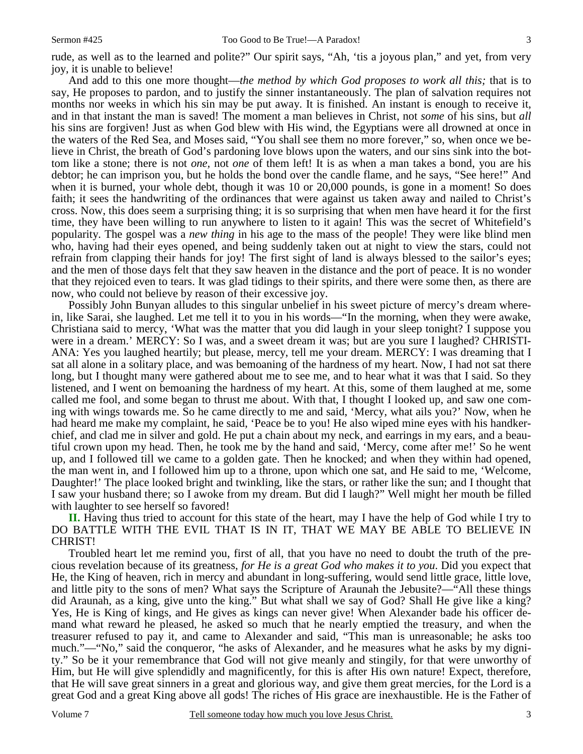rude, as well as to the learned and polite?" Our spirit says, "Ah, 'tis a joyous plan," and yet, from very joy, it is unable to believe!

And add to this one more thought—*the method by which God proposes to work all this;* that is to say, He proposes to pardon, and to justify the sinner instantaneously. The plan of salvation requires not months nor weeks in which his sin may be put away. It is finished. An instant is enough to receive it, and in that instant the man is saved! The moment a man believes in Christ, not *some* of his sins, but *all* his sins are forgiven! Just as when God blew with His wind, the Egyptians were all drowned at once in the waters of the Red Sea, and Moses said, "You shall see them no more forever," so, when once we believe in Christ, the breath of God's pardoning love blows upon the waters, and our sins sink into the bottom like a stone; there is not *one,* not *one* of them left! It is as when a man takes a bond, you are his debtor; he can imprison you, but he holds the bond over the candle flame, and he says, "See here!" And when it is burned, your whole debt, though it was 10 or 20,000 pounds, is gone in a moment! So does faith; it sees the handwriting of the ordinances that were against us taken away and nailed to Christ's cross. Now, this does seem a surprising thing; it is so surprising that when men have heard it for the first time, they have been willing to run anywhere to listen to it again! This was the secret of Whitefield's popularity. The gospel was a *new thing* in his age to the mass of the people! They were like blind men who, having had their eyes opened, and being suddenly taken out at night to view the stars, could not refrain from clapping their hands for joy! The first sight of land is always blessed to the sailor's eyes; and the men of those days felt that they saw heaven in the distance and the port of peace. It is no wonder that they rejoiced even to tears. It was glad tidings to their spirits, and there were some then, as there are now, who could not believe by reason of their excessive joy.

Possibly John Bunyan alludes to this singular unbelief in his sweet picture of mercy's dream wherein, like Sarai, she laughed. Let me tell it to you in his words—"In the morning, when they were awake, Christiana said to mercy, 'What was the matter that you did laugh in your sleep tonight? I suppose you were in a dream.' MERCY: So I was, and a sweet dream it was; but are you sure I laughed? CHRISTIANA: Yes you laughed heartily; but please, mercy, tell me your dream. MERCY: I was dreaming that I sat all alone in a solitary place, and was bemoaning of the hardness of my heart. Now, I had not sat there long, but I thought many were gathered about me to see me, and to hear what it was that I said. So they listened, and I went on bemoaning the hardness of my heart. At this, some of them laughed at me, some called me fool, and some began to thrust me about. With that, I thought I looked up, and saw one coming with wings towards me. So he came directly to me and said, 'Mercy, what ails you?' Now, when he had heard me make my complaint, he said, 'Peace be to you! He also wiped mine eyes with his handkerchief, and clad me in silver and gold. He put a chain about my neck, and earrings in my ears, and a beautiful crown upon my head. Then, he took me by the hand and said, 'Mercy, come after me!' So he went up, and I followed till we came to a golden gate. Then he knocked; and when they within had opened, the man went in, and I followed him up to a throne, upon which one sat, and He said to me, 'Welcome, Daughter!' The place looked bright and twinkling, like the stars, or rather like the sun; and I thought that I saw your husband there; so I awoke from my dream. But did I laugh?" Well might her mouth be filled with laughter to see herself so favored!

**II.** Having thus tried to account for this state of the heart, may I have the help of God while I try to DO BATTLE WITH THE EVIL THAT IS IN IT, THAT WE MAY BE ABLE TO BELIEVE IN CHRIST!

Troubled heart let me remind you, first of all, that you have no need to doubt the truth of the precious revelation because of its greatness, *for He is a great God who makes it to you*. Did you expect that He, the King of heaven, rich in mercy and abundant in long-suffering, would send little grace, little love, and little pity to the sons of men? What says the Scripture of Araunah the Jebusite?—"All these things did Araunah, as a king, give unto the king." But what shall we say of God? Shall He give like a king? Yes, He is King of kings, and He gives as kings can never give! When Alexander bade his officer demand what reward he pleased, he asked so much that he nearly emptied the treasury, and when the treasurer refused to pay it, and came to Alexander and said, "This man is unreasonable; he asks too much."—"No," said the conqueror, "he asks of Alexander, and he measures what he asks by my dignity." So be it your remembrance that God will not give meanly and stingily, for that were unworthy of Him, but He will give splendidly and magnificently, for this is after His own nature! Expect, therefore, that He will save great sinners in a great and glorious way, and give them great mercies, for the Lord is a great God and a great King above all gods! The riches of His grace are inexhaustible. He is the Father of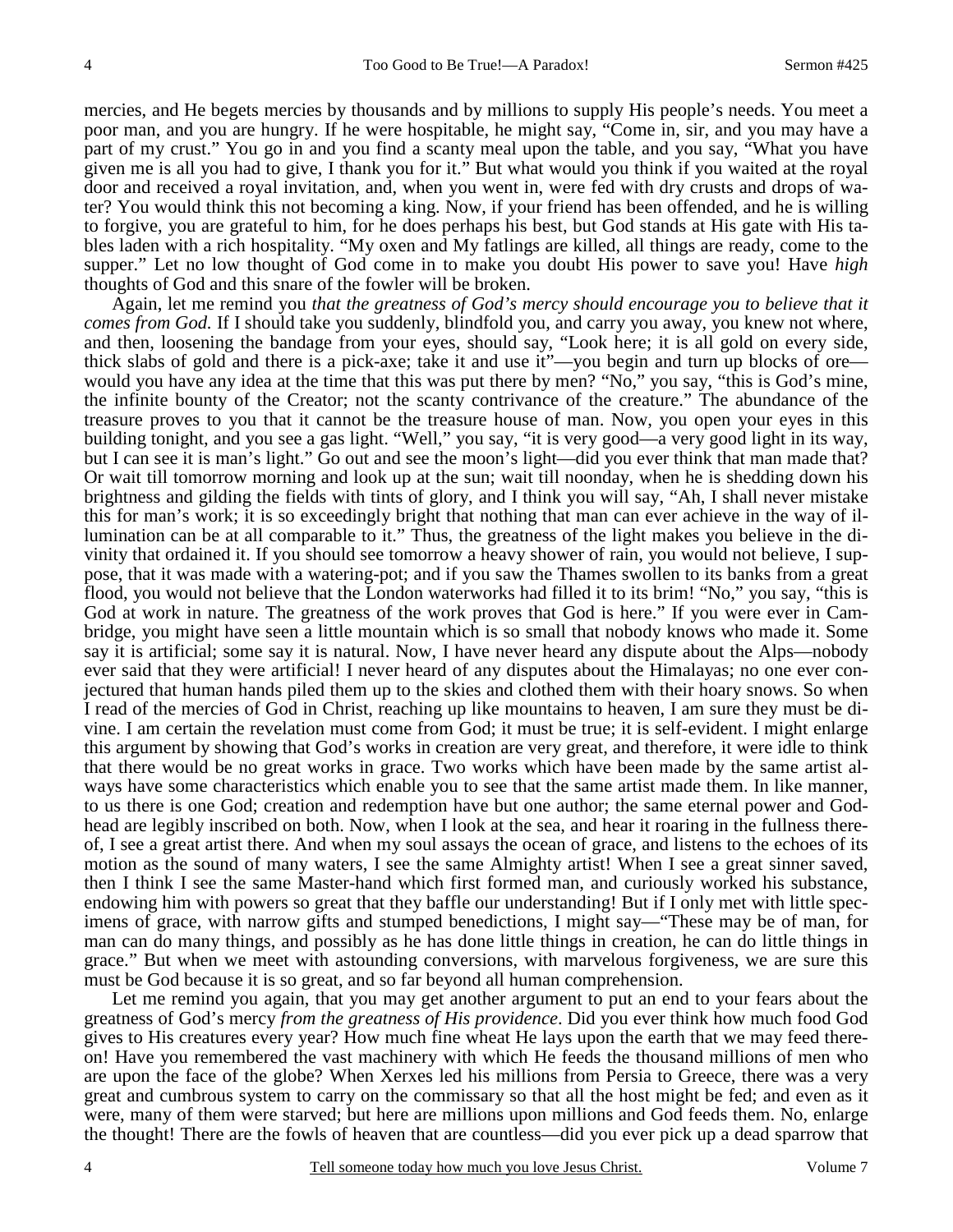mercies, and He begets mercies by thousands and by millions to supply His people's needs. You meet a poor man, and you are hungry. If he were hospitable, he might say, "Come in, sir, and you may have a part of my crust." You go in and you find a scanty meal upon the table, and you say, "What you have given me is all you had to give, I thank you for it." But what would you think if you waited at the royal door and received a royal invitation, and, when you went in, were fed with dry crusts and drops of water? You would think this not becoming a king. Now, if your friend has been offended, and he is willing to forgive, you are grateful to him, for he does perhaps his best, but God stands at His gate with His tables laden with a rich hospitality. "My oxen and My fatlings are killed, all things are ready, come to the supper." Let no low thought of God come in to make you doubt His power to save you! Have *high* thoughts of God and this snare of the fowler will be broken.

Again, let me remind you *that the greatness of God's mercy should encourage you to believe that it comes from God.* If I should take you suddenly, blindfold you, and carry you away, you knew not where, and then, loosening the bandage from your eyes, should say, "Look here; it is all gold on every side, thick slabs of gold and there is a pick-axe; take it and use it"—you begin and turn up blocks of ore—would you have any idea at the time that this was put there by men? "No," you say, "this is God's mine, the infinite bounty of the Creator; not the scanty contrivance of the creature." The abundance of the treasure proves to you that it cannot be the treasure house of man. Now, you open your eyes in this building tonight, and you see a gas light. "Well," you say, "it is very good—a very good light in its way, but I can see it is man's light." Go out and see the moon's light—did you ever think that man made that? Or wait till tomorrow morning and look up at the sun; wait till noonday, when he is shedding down his brightness and gilding the fields with tints of glory, and I think you will say, "Ah, I shall never mistake this for man's work; it is so exceedingly bright that nothing that man can ever achieve in the way of illumination can be at all comparable to it." Thus, the greatness of the light makes you believe in the divinity that ordained it. If you should see tomorrow a heavy shower of rain, you would not believe, I suppose, that it was made with a watering-pot; and if you saw the Thames swollen to its banks from a great flood, you would not believe that the London waterworks had filled it to its brim! "No," you say, "this is God at work in nature. The greatness of the work proves that God is here." If you were ever in Cambridge, you might have seen a little mountain which is so small that nobody knows who made it. Some say it is artificial; some say it is natural. Now, I have never heard any dispute about the Alps—nobody ever said that they were artificial! I never heard of any disputes about the Himalayas; no one ever conjectured that human hands piled them up to the skies and clothed them with their hoary snows. So when I read of the mercies of God in Christ, reaching up like mountains to heaven, I am sure they must be divine. I am certain the revelation must come from God; it must be true; it is self-evident. I might enlarge this argument by showing that God's works in creation are very great, and therefore, it were idle to think that there would be no great works in grace. Two works which have been made by the same artist always have some characteristics which enable you to see that the same artist made them. In like manner, to us there is one God; creation and redemption have but one author; the same eternal power and Godhead are legibly inscribed on both. Now, when I look at the sea, and hear it roaring in the fullness thereof, I see a great artist there. And when my soul assays the ocean of grace, and listens to the echoes of its motion as the sound of many waters, I see the same Almighty artist! When I see a great sinner saved, then I think I see the same Master-hand which first formed man, and curiously worked his substance, endowing him with powers so great that they baffle our understanding! But if I only met with little specimens of grace, with narrow gifts and stumped benedictions, I might say—"These may be of man, for man can do many things, and possibly as he has done little things in creation, he can do little things in grace." But when we meet with astounding conversions, with marvelous forgiveness, we are sure this must be God because it is so great, and so far beyond all human comprehension.

Let me remind you again, that you may get another argument to put an end to your fears about the greatness of God's mercy *from the greatness of His providence*. Did you ever think how much food God gives to His creatures every year? How much fine wheat He lays upon the earth that we may feed thereon! Have you remembered the vast machinery with which He feeds the thousand millions of men who are upon the face of the globe? When Xerxes led his millions from Persia to Greece, there was a very great and cumbrous system to carry on the commissary so that all the host might be fed; and even as it were, many of them were starved; but here are millions upon millions and God feeds them. No, enlarge the thought! There are the fowls of heaven that are countless—did you ever pick up a dead sparrow that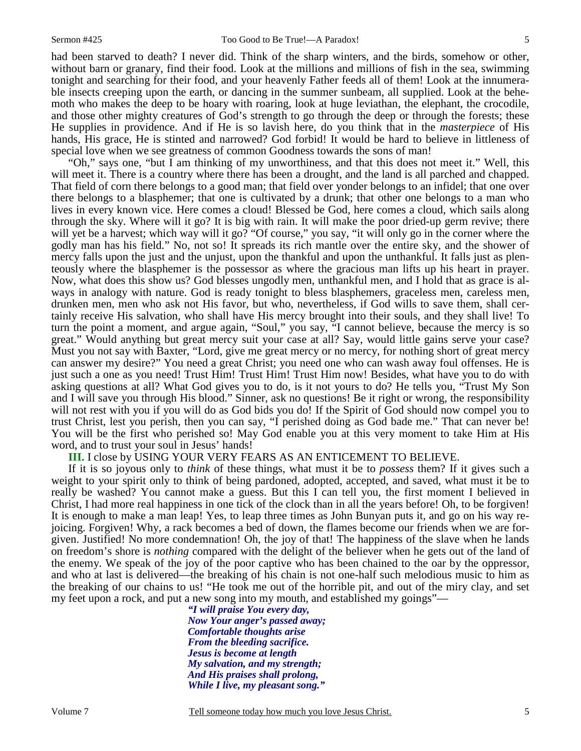had been starved to death? I never did. Think of the sharp winters, and the birds, somehow or other, without barn or granary, find their food. Look at the millions and millions of fish in the sea, swimming tonight and searching for their food, and your heavenly Father feeds all of them! Look at the innumerable insects creeping upon the earth, or dancing in the summer sunbeam, all supplied. Look at the behemoth who makes the deep to be hoary with roaring, look at huge leviathan, the elephant, the crocodile, and those other mighty creatures of God's strength to go through the deep or through the forests; these He supplies in providence. And if He is so lavish here, do you think that in the *masterpiece* of His hands, His grace, He is stinted and narrowed? God forbid! It would be hard to believe in littleness of special love when we see greatness of common Goodness towards the sons of man!

"Oh," says one, "but I am thinking of my unworthiness, and that this does not meet it." Well, this will meet it. There is a country where there has been a drought, and the land is all parched and chapped. That field of corn there belongs to a good man; that field over yonder belongs to an infidel; that one over there belongs to a blasphemer; that one is cultivated by a drunk; that other one belongs to a man who lives in every known vice. Here comes a cloud! Blessed be God, here comes a cloud, which sails along through the sky. Where will it go? It is big with rain. It will make the poor dried-up germ revive; there will yet be a harvest; which way will it go? "Of course," you say, "it will only go in the corner where the godly man has his field." No, not so! It spreads its rich mantle over the entire sky, and the shower of mercy falls upon the just and the unjust, upon the thankful and upon the unthankful. It falls just as plenteously where the blasphemer is the possessor as where the gracious man lifts up his heart in prayer. Now, what does this show us? God blesses ungodly men, unthankful men, and I hold that as grace is always in analogy with nature. God is ready tonight to bless blasphemers, graceless men, careless men, drunken men, men who ask not His favor, but who, nevertheless, if God wills to save them, shall certainly receive His salvation, who shall have His mercy brought into their souls, and they shall live! To turn the point a moment, and argue again, "Soul," you say, "I cannot believe, because the mercy is so great." Would anything but great mercy suit your case at all? Say, would little gains serve your case? Must you not say with Baxter, "Lord, give me great mercy or no mercy, for nothing short of great mercy can answer my desire?" You need a great Christ; you need one who can wash away foul offenses. He is just such a one as you need! Trust Him! Trust Him! Trust Him now! Besides, what have you to do with asking questions at all? What God gives you to do, is it not yours to do? He tells you, "Trust My Son and I will save you through His blood." Sinner, ask no questions! Be it right or wrong, the responsibility will not rest with you if you will do as God bids you do! If the Spirit of God should now compel you to trust Christ, lest you perish, then you can say, "I perished doing as God bade me." That can never be! You will be the first who perished so! May God enable you at this very moment to take Him at His word, and to trust your soul in Jesus' hands!

**III.** I close by USING YOUR VERY FEARS AS AN ENTICEMENT TO BELIEVE.

If it is so joyous only to *think* of these things, what must it be to *possess* them? If it gives such a weight to your spirit only to think of being pardoned, adopted, accepted, and saved, what must it be to really be washed? You cannot make a guess. But this I can tell you, the first moment I believed in Christ, I had more real happiness in one tick of the clock than in all the years before! Oh, to be forgiven! It is enough to make a man leap! Yes, to leap three times as John Bunyan puts it, and go on his way rejoicing. Forgiven! Why, a rack becomes a bed of down, the flames become our friends when we are forgiven. Justified! No more condemnation! Oh, the joy of that! The happiness of the slave when he lands on freedom's shore is *nothing* compared with the delight of the believer when he gets out of the land of the enemy. We speak of the joy of the poor captive who has been chained to the oar by the oppressor, and who at last is delivered—the breaking of his chain is not one-half such melodious music to him as the breaking of our chains to us! "He took me out of the horrible pit, and out of the miry clay, and set my feet upon a rock, and put a new song into my mouth, and established my goings"—

> ***"I will praise You every day,***
> ***Now Your anger's passed away;***
> ***Comfortable thoughts arise***
> ***From the bleeding sacrifice.***
> ***Jesus is become at length***
> ***My salvation, and my strength;***
> ***And His praises shall prolong,***
> ***While I live, my pleasant song."***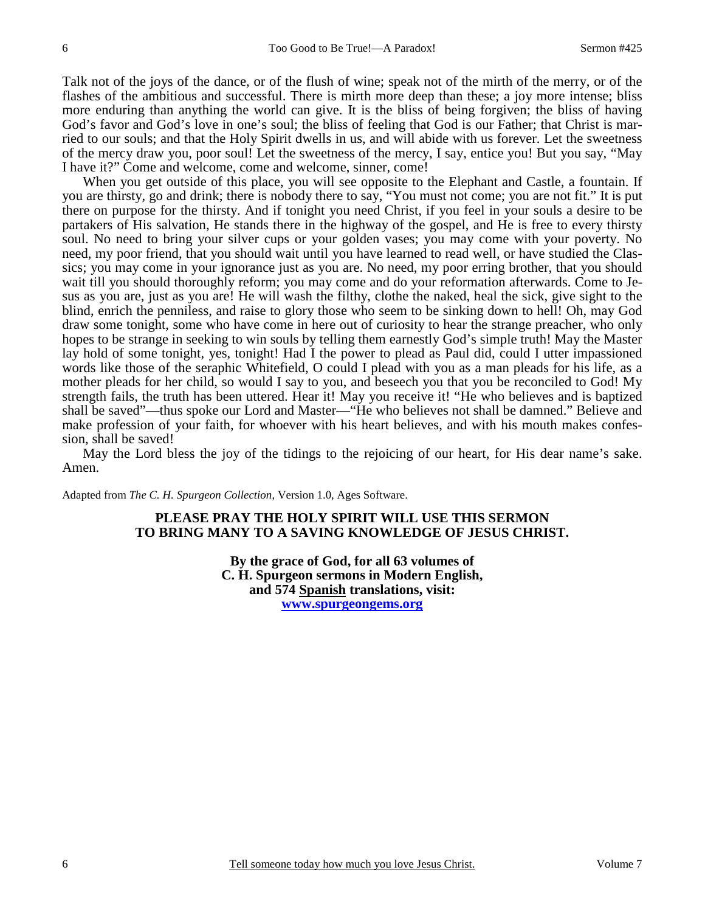Talk not of the joys of the dance, or of the flush of wine; speak not of the mirth of the merry, or of the flashes of the ambitious and successful. There is mirth more deep than these; a joy more intense; bliss more enduring than anything the world can give. It is the bliss of being forgiven; the bliss of having God's favor and God's love in one's soul; the bliss of feeling that God is our Father; that Christ is married to our souls; and that the Holy Spirit dwells in us, and will abide with us forever. Let the sweetness of the mercy draw you, poor soul! Let the sweetness of the mercy, I say, entice you! But you say, "May I have it?" Come and welcome, come and welcome, sinner, come!

When you get outside of this place, you will see opposite to the Elephant and Castle, a fountain. If you are thirsty, go and drink; there is nobody there to say, "You must not come; you are not fit." It is put there on purpose for the thirsty. And if tonight you need Christ, if you feel in your souls a desire to be partakers of His salvation, He stands there in the highway of the gospel, and He is free to every thirsty soul. No need to bring your silver cups or your golden vases; you may come with your poverty. No need, my poor friend, that you should wait until you have learned to read well, or have studied the Classics; you may come in your ignorance just as you are. No need, my poor erring brother, that you should wait till you should thoroughly reform; you may come and do your reformation afterwards. Come to Jesus as you are, just as you are! He will wash the filthy, clothe the naked, heal the sick, give sight to the blind, enrich the penniless, and raise to glory those who seem to be sinking down to hell! Oh, may God draw some tonight, some who have come in here out of curiosity to hear the strange preacher, who only hopes to be strange in seeking to win souls by telling them earnestly God's simple truth! May the Master lay hold of some tonight, yes, tonight! Had I the power to plead as Paul did, could I utter impassioned words like those of the seraphic Whitefield, O could I plead with you as a man pleads for his life, as a mother pleads for her child, so would I say to you, and beseech you that you be reconciled to God! My strength fails, the truth has been uttered. Hear it! May you receive it! "He who believes and is baptized shall be saved"—thus spoke our Lord and Master—"He who believes not shall be damned." Believe and make profession of your faith, for whoever with his heart believes, and with his mouth makes confession, shall be saved!

May the Lord bless the joy of the tidings to the rejoicing of our heart, for His dear name's sake. Amen.

Adapted from *The C. H. Spurgeon Collection,* Version 1.0, Ages Software.

**PLEASE PRAY THE HOLY SPIRIT WILL USE THIS SERMON TO BRING MANY TO A SAVING KNOWLEDGE OF JESUS CHRIST.**

**By the grace of God, for all 63 volumes of C. H. Spurgeon sermons in Modern English, and 574 Spanish translations, visit: www.spurgeongems.org**